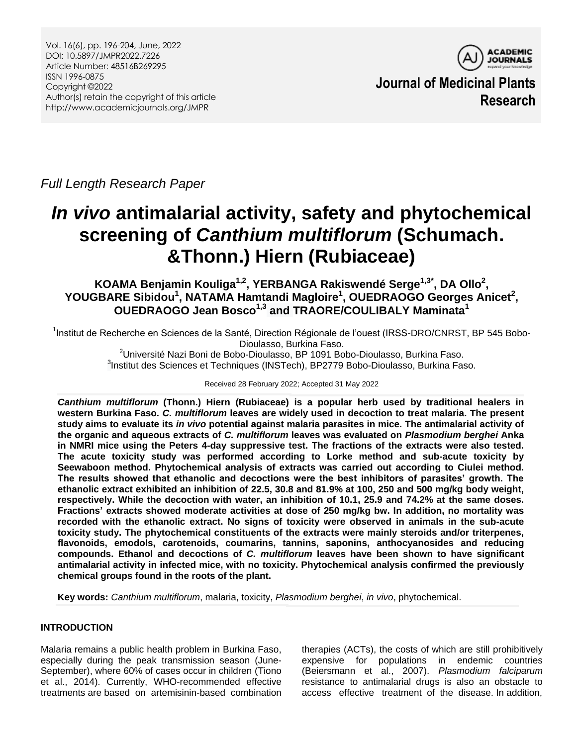Vol. 16(6), pp. 196-204, June, 2022
DOI: 10.5897/JMPR2022.7226
Article Number: 48516B269295
ISSN 1996-0875
Copyright ©2022
Author(s) retain the copyright of this article
http://www.academicjournals.org/JMPR

**Journal of Medicinal Plants Research**

*Full Length Research Paper*

# *In vivo* antimalarial activity, safety and phytochemical screening of *Canthium multiflorum* (Schumach. &Thonn.) Hiern (Rubiaceae)

**KOAMA Benjamin Kouliga[1,2], YERBANGA Rakiswendé Serge[1,3*], DA Ollo[2], YOUGBARE Sibidou[1], NATAMA Hamtandi Magloire[1], OUEDRAOGO Georges Anicet[2], OUEDRAOGO Jean Bosco[1,3] and TRAORE/COULIBALY Maminata[1]**

[1]Institut de Recherche en Sciences de la Santé, Direction Régionale de l'ouest (IRSS-DRO/CNRST, BP 545 Bobo-Dioulasso, Burkina Faso.
[2]Université Nazi Boni de Bobo-Dioulasso, BP 1091 Bobo-Dioulasso, Burkina Faso.
[3]Institut des Sciences et Techniques (INSTech), BP2779 Bobo-Dioulasso, Burkina Faso.

Received 28 February 2022; Accepted 31 May 2022

**_Canthium multiflorum_ (Thonn.) Hiern (Rubiaceae) is a popular herb used by traditional healers in western Burkina Faso. _C. multiflorum_ leaves are widely used in decoction to treat malaria. The present study aims to evaluate its _in vivo_ potential against malaria parasites in mice. The antimalarial activity of the organic and aqueous extracts of _C. multiflorum_ leaves was evaluated on _Plasmodium berghei_ Anka in NMRI mice using the Peters 4-day suppressive test. The fractions of the extracts were also tested. The acute toxicity study was performed according to Lorke method and sub-acute toxicity by Seewaboon method. Phytochemical analysis of extracts was carried out according to Ciulei method. The results showed that ethanolic and decoctions were the best inhibitors of parasites' growth. The ethanolic extract exhibited an inhibition of 22.5, 30.8 and 81.9% at 100, 250 and 500 mg/kg body weight, respectively. While the decoction with water, an inhibition of 10.1, 25.9 and 74.2% at the same doses. Fractions' extracts showed moderate activities at dose of 250 mg/kg bw. In addition, no mortality was recorded with the ethanolic extract. No signs of toxicity were observed in animals in the sub-acute toxicity study. The phytochemical constituents of the extracts were mainly steroids and/or triterpenes, flavonoids, emodols, carotenoids, coumarins, tannins, saponins, anthocyanosides and reducing compounds. Ethanol and decoctions of _C. multiflorum_ leaves have been shown to have significant antimalarial activity in infected mice, with no toxicity. Phytochemical analysis confirmed the previously chemical groups found in the roots of the plant.**

**Key words:** *Canthium multiflorum*, malaria, toxicity, *Plasmodium berghei*, *in vivo*, phytochemical.

## INTRODUCTION

Malaria remains a public health problem in Burkina Faso, especially during the peak transmission season (June-September), where 60% of cases occur in children (Tiono et al., 2014). Currently, WHO-recommended effective treatments are based on artemisinin-based combination therapies (ACTs), the costs of which are still prohibitively expensive for populations in endemic countries (Beiersmann et al., 2007). *Plasmodium falciparum* resistance to antimalarial drugs is also an obstacle to access effective treatment of the disease. In addition,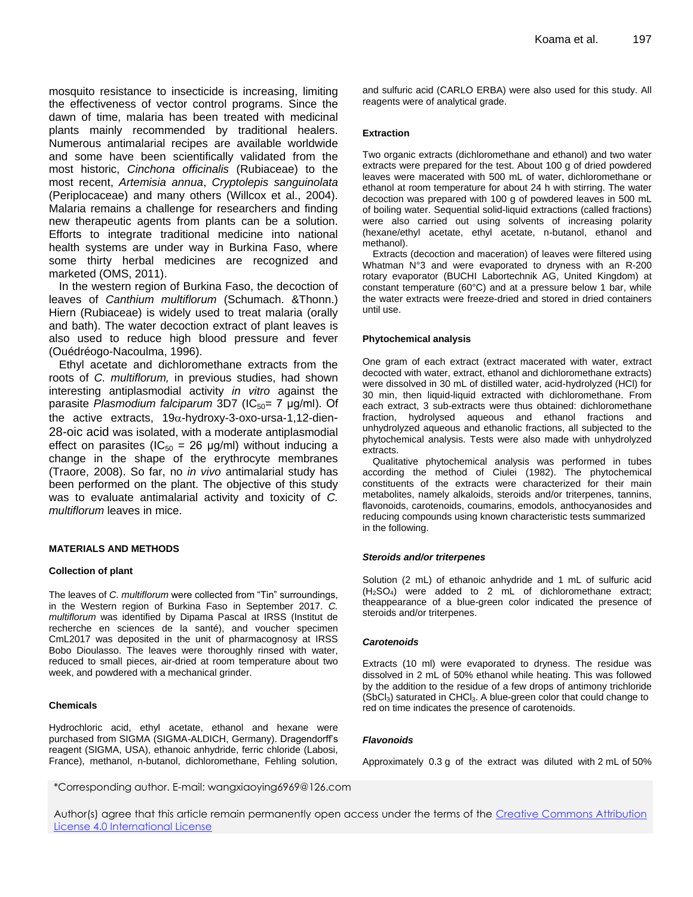mosquito resistance to insecticide is increasing, limiting the effectiveness of vector control programs. Since the dawn of time, malaria has been treated with medicinal plants mainly recommended by traditional healers. Numerous antimalarial recipes are available worldwide and some have been scientifically validated from the most historic, *Cinchona officinalis* (Rubiaceae) to the most recent, *Artemisia annua*, *Cryptolepis sanguinolata* (Periplocaceae) and many others (Willcox et al., 2004). Malaria remains a challenge for researchers and finding new therapeutic agents from plants can be a solution. Efforts to integrate traditional medicine into national health systems are under way in Burkina Faso, where some thirty herbal medicines are recognized and marketed (OMS, 2011).

In the western region of Burkina Faso, the decoction of leaves of *Canthium multiflorum* (Schumach. &Thonn.) Hiern (Rubiaceae) is widely used to treat malaria (orally and bath). The water decoction extract of plant leaves is also used to reduce high blood pressure and fever (Ouédréogo-Nacoulma, 1996).

Ethyl acetate and dichloromethane extracts from the roots of *C. multiflorum,* in previous studies, had shown interesting antiplasmodial activity *in vitro* against the parasite *Plasmodium falciparum* 3D7 ($IC_{50}$= 7 µg/ml). Of the active extracts, 19α-hydroxy-3-oxo-ursa-1,12-dien-28-oic acid was isolated, with a moderate antiplasmodial effect on parasites ($IC_{50}$ = 26 µg/ml) without inducing a change in the shape of the erythrocyte membranes (Traore, 2008). So far, no *in vivo* antimalarial study has been performed on the plant. The objective of this study was to evaluate antimalarial activity and toxicity of *C. multiflorum* leaves in mice.

## MATERIALS AND METHODS

### Collection of plant

The leaves of *C. multiflorum* were collected from "Tin" surroundings, in the Western region of Burkina Faso in September 2017. *C. multiflorum* was identified by Dipama Pascal at IRSS (Institut de recherche en sciences de la santé), and voucher specimen CmL2017 was deposited in the unit of pharmacognosy at IRSS Bobo Dioulasso. The leaves were thoroughly rinsed with water, reduced to small pieces, air-dried at room temperature about two week, and powdered with a mechanical grinder.

### Chemicals

Hydrochloric acid, ethyl acetate, ethanol and hexane were purchased from SIGMA (SIGMA-ALDICH, Germany). Dragendorff's reagent (SIGMA, USA), ethanoic anhydride, ferric chloride (Labosi, France), methanol, n-butanol, dichloromethane, Fehling solution, and sulfuric acid (CARLO ERBA) were also used for this study. All reagents were of analytical grade.

### Extraction

Two organic extracts (dichloromethane and ethanol) and two water extracts were prepared for the test. About 100 g of dried powdered leaves were macerated with 500 mL of water, dichloromethane or ethanol at room temperature for about 24 h with stirring. The water decoction was prepared with 100 g of powdered leaves in 500 mL of boiling water. Sequential solid-liquid extractions (called fractions) were also carried out using solvents of increasing polarity (hexane/ethyl acetate, ethyl acetate, n-butanol, ethanol and methanol).

Extracts (decoction and maceration) of leaves were filtered using Whatman N°3 and were evaporated to dryness with an R-200 rotary evaporator (BUCHI Labortechnik AG, United Kingdom) at constant temperature (60°C) and at a pressure below 1 bar, while the water extracts were freeze-dried and stored in dried containers until use.

### Phytochemical analysis

One gram of each extract (extract macerated with water, extract decocted with water, extract, ethanol and dichloromethane extracts) were dissolved in 30 mL of distilled water, acid-hydrolyzed (HCl) for 30 min, then liquid-liquid extracted with dichloromethane. From each extract, 3 sub-extracts were thus obtained: dichloromethane fraction, hydrolysed aqueous and ethanol fractions and unhydrolyzed aqueous and ethanolic fractions, all subjected to the phytochemical analysis. Tests were also made with unhydrolyzed extracts.

Qualitative phytochemical analysis was performed in tubes according the method of Ciulei (1982). The phytochemical constituents of the extracts were characterized for their main metabolites, namely alkaloids, steroids and/or triterpenes, tannins, flavonoids, carotenoids, coumarins, emodols, anthocyanosides and reducing compounds using known characteristic tests summarized in the following.

#### *Steroids and/or triterpenes*

Solution (2 mL) of ethanoic anhydride and 1 mL of sulfuric acid ($H_2SO_4$) were added to 2 mL of dichloromethane extract; theappearance of a blue-green color indicated the presence of steroids and/or triterpenes.

#### *Carotenoids*

Extracts (10 ml) were evaporated to dryness. The residue was dissolved in 2 mL of 50% ethanol while heating. This was followed by the addition to the residue of a few drops of antimony trichloride ($SbCl_3$) saturated in $CHCl_3$. A blue-green color that could change to red on time indicates the presence of carotenoids.

#### *Flavonoids*

Approximately 0.3 g of the extract was diluted with 2 mL of 50%

*Corresponding author. E-mail: wangxiaoying6969@126.com

Author(s) agree that this article remain permanently open access under the terms of the Creative Commons Attribution License 4.0 International License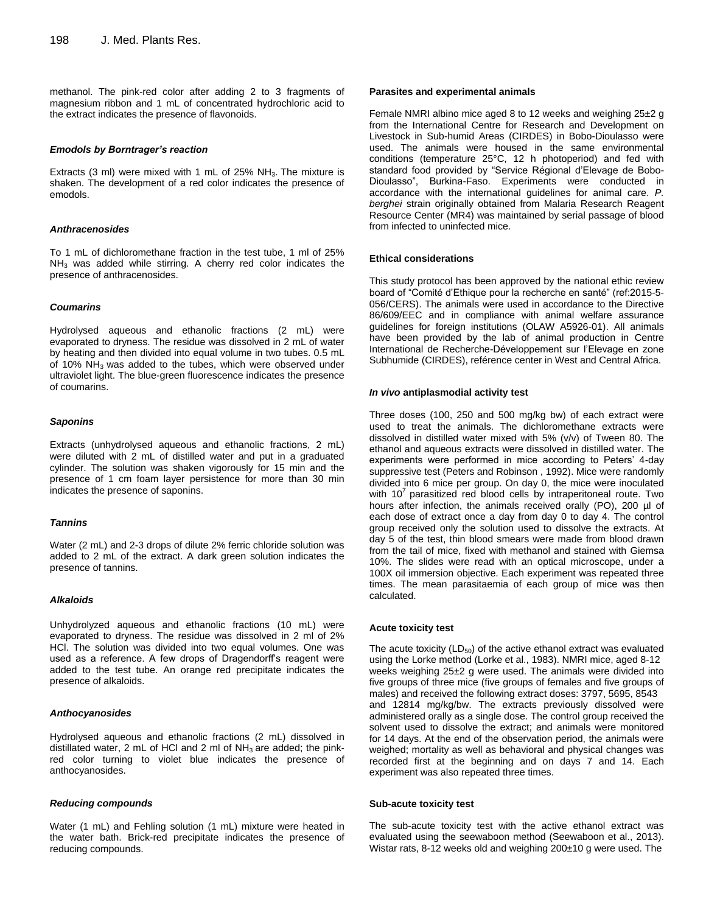methanol. The pink-red color after adding 2 to 3 fragments of magnesium ribbon and 1 mL of concentrated hydrochloric acid to the extract indicates the presence of flavonoids.

#### *Emodols by Borntrager's reaction*

Extracts (3 ml) were mixed with 1 mL of 25% $NH_3$. The mixture is shaken. The development of a red color indicates the presence of emodols.

#### *Anthracenosides*

To 1 mL of dichloromethane fraction in the test tube, 1 ml of 25% $NH_3$ was added while stirring. A cherry red color indicates the presence of anthracenosides.

#### *Coumarins*

Hydrolysed aqueous and ethanolic fractions (2 mL) were evaporated to dryness. The residue was dissolved in 2 mL of water by heating and then divided into equal volume in two tubes. 0.5 mL of 10% $NH_3$ was added to the tubes, which were observed under ultraviolet light. The blue-green fluorescence indicates the presence of coumarins.

#### *Saponins*

Extracts (unhydrolysed aqueous and ethanolic fractions, 2 mL) were diluted with 2 mL of distilled water and put in a graduated cylinder. The solution was shaken vigorously for 15 min and the presence of 1 cm foam layer persistence for more than 30 min indicates the presence of saponins.

#### *Tannins*

Water (2 mL) and 2-3 drops of dilute 2% ferric chloride solution was added to 2 mL of the extract. A dark green solution indicates the presence of tannins.

#### *Alkaloids*

Unhydrolyzed aqueous and ethanolic fractions (10 mL) were evaporated to dryness. The residue was dissolved in 2 ml of 2% HCl. The solution was divided into two equal volumes. One was used as a reference. A few drops of Dragendorff's reagent were added to the test tube. An orange red precipitate indicates the presence of alkaloids.

#### *Anthocyanosides*

Hydrolysed aqueous and ethanolic fractions (2 mL) dissolved in distillated water, 2 mL of HCl and 2 ml of $NH_3$ are added; the pink-red color turning to violet blue indicates the presence of anthocyanosides.

#### *Reducing compounds*

Water (1 mL) and Fehling solution (1 mL) mixture were heated in the water bath. Brick-red precipitate indicates the presence of reducing compounds.

### Parasites and experimental animals

Female NMRI albino mice aged 8 to 12 weeks and weighing 25±2 g from the International Centre for Research and Development on Livestock in Sub-humid Areas (CIRDES) in Bobo-Dioulasso were used. The animals were housed in the same environmental conditions (temperature 25°C, 12 h photoperiod) and fed with standard food provided by "Service Régional d'Elevage de Bobo-Dioulasso", Burkina-Faso. Experiments were conducted in accordance with the international guidelines for animal care. *P. berghei* strain originally obtained from Malaria Research Reagent Resource Center (MR4) was maintained by serial passage of blood from infected to uninfected mice.

### Ethical considerations

This study protocol has been approved by the national ethic review board of "Comité d'Ethique pour la recherche en santé" (ref:2015-5-056/CERS). The animals were used in accordance to the Directive 86/609/EEC and in compliance with animal welfare assurance guidelines for foreign institutions (OLAW A5926-01). All animals have been provided by the lab of animal production in Centre International de Recherche-Développement sur l'Elevage en zone Subhumide (CIRDES), reférence center in West and Central Africa.

### *In vivo* antiplasmodial activity test

Three doses (100, 250 and 500 mg/kg bw) of each extract were used to treat the animals. The dichloromethane extracts were dissolved in distilled water mixed with 5% (v/v) of Tween 80. The ethanol and aqueous extracts were dissolved in distilled water. The experiments were performed in mice according to Peters' 4-day suppressive test (Peters and Robinson , 1992). Mice were randomly divided into 6 mice per group. On day 0, the mice were inoculated with $10^7$ parasitized red blood cells by intraperitoneal route. Two hours after infection, the animals received orally (PO), 200 µl of each dose of extract once a day from day 0 to day 4. The control group received only the solution used to dissolve the extracts. At day 5 of the test, thin blood smears were made from blood drawn from the tail of mice, fixed with methanol and stained with Giemsa 10%. The slides were read with an optical microscope, under a 100X oil immersion objective. Each experiment was repeated three times. The mean parasitaemia of each group of mice was then calculated.

### Acute toxicity test

The acute toxicity ($LD_{50}$) of the active ethanol extract was evaluated using the Lorke method (Lorke et al., 1983). NMRI mice, aged 8-12 weeks weighing 25±2 g were used. The animals were divided into five groups of three mice (five groups of females and five groups of males) and received the following extract doses: 3797, 5695, 8543 and 12814 mg/kg/bw. The extracts previously dissolved were administered orally as a single dose. The control group received the solvent used to dissolve the extract; and animals were monitored for 14 days. At the end of the observation period, the animals were weighed; mortality as well as behavioral and physical changes were recorded first at the beginning and on days 7 and 14. Each experiment was also repeated three times.

### Sub-acute toxicity test

The sub-acute toxicity test with the active ethanol extract was evaluated using the seewaboon method (Seewaboon et al., 2013). Wistar rats, 8-12 weeks old and weighing 200±10 g were used. The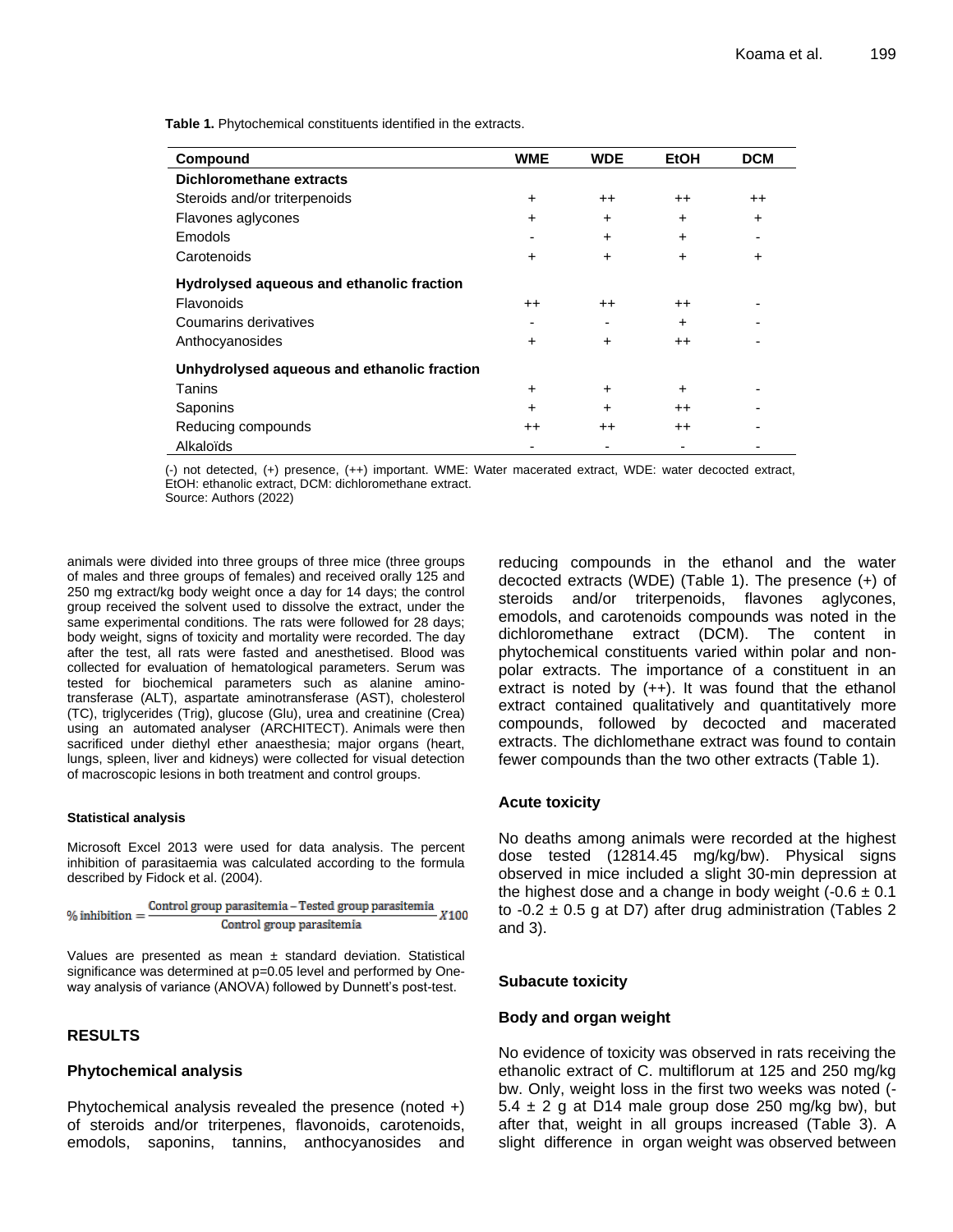**Table 1.** Phytochemical constituents identified in the extracts.

| Compound | WME | WDE | EtOH | DCM |
|---|---|---|---|---|
| **Dichloromethane extracts** | | | | |
| Steroids and/or triterpenoids | + | ++ | ++ | ++ |
| Flavones aglycones | + | + | + | + |
| Emodols | - | + | + | - |
| Carotenoids | + | + | + | + |
| **Hydrolysed aqueous and ethanolic fraction** | | | | |
| Flavonoids | ++ | ++ | ++ | - |
| Coumarins derivatives | - | - | + | - |
| Anthocyanosides | + | + | ++ | - |
| **Unhydrolysed aqueous and ethanolic fraction** | | | | |
| Tanins | + | + | + | - |
| Saponins | + | + | ++ | - |
| Reducing compounds | ++ | ++ | ++ | - |
| Alkaloïds | - | - | - | - |

(-) not detected, (+) presence, (++) important. WME: Water macerated extract, WDE: water decocted extract, EtOH: ethanolic extract, DCM: dichloromethane extract.
Source: Authors (2022)

animals were divided into three groups of three mice (three groups of males and three groups of females) and received orally 125 and 250 mg extract/kg body weight once a day for 14 days; the control group received the solvent used to dissolve the extract, under the same experimental conditions. The rats were followed for 28 days; body weight, signs of toxicity and mortality were recorded. The day after the test, all rats were fasted and anesthetised. Blood was collected for evaluation of hematological parameters. Serum was tested for biochemical parameters such as alanine amino-transferase (ALT), aspartate aminotransferase (AST), cholesterol (TC), triglycerides (Trig), glucose (Glu), urea and creatinine (Crea) using an automated analyser (ARCHITECT). Animals were then sacrificed under diethyl ether anaesthesia; major organs (heart, lungs, spleen, liver and kidneys) were collected for visual detection of macroscopic lesions in both treatment and control groups.

#### Statistical analysis

Microsoft Excel 2013 were used for data analysis. The percent inhibition of parasitaemia was calculated according to the formula described by Fidock et al. (2004).

$$\% \text{ inhibition} = \frac{\text{Control group parasitemia} - \text{Tested group parasitemia}}{\text{Control group parasitemia}} X100$$

Values are presented as mean ± standard deviation. Statistical significance was determined at p=0.05 level and performed by One-way analysis of variance (ANOVA) followed by Dunnett's post-test.

## RESULTS

### Phytochemical analysis

Phytochemical analysis revealed the presence (noted +) of steroids and/or triterpenes, flavonoids, carotenoids, emodols, saponins, tannins, anthocyanosides and reducing compounds in the ethanol and the water decocted extracts (WDE) (Table 1). The presence (+) of steroids and/or triterpenoids, flavones aglycones, emodols, and carotenoids compounds was noted in the dichloromethane extract (DCM). The content in phytochemical constituents varied within polar and non-polar extracts. The importance of a constituent in an extract is noted by (++). It was found that the ethanol extract contained qualitatively and quantitatively more compounds, followed by decocted and macerated extracts. The dichlomethane extract was found to contain fewer compounds than the two other extracts (Table 1).

### Acute toxicity

No deaths among animals were recorded at the highest dose tested (12814.45 mg/kg/bw). Physical signs observed in mice included a slight 30-min depression at the highest dose and a change in body weight (-0.6 ± 0.1 to -0.2 ± 0.5 g at D7) after drug administration (Tables 2 and 3).

### Subacute toxicity

#### Body and organ weight

No evidence of toxicity was observed in rats receiving the ethanolic extract of C. multiflorum at 125 and 250 mg/kg bw. Only, weight loss in the first two weeks was noted (-5.4 ± 2 g at D14 male group dose 250 mg/kg bw), but after that, weight in all groups increased (Table 3). A slight difference in organ weight was observed between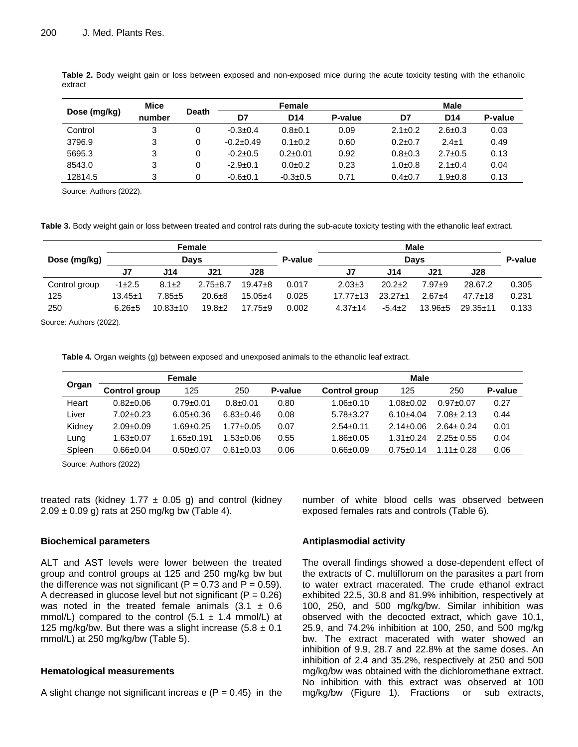**Table 2.** Body weight gain or loss between exposed and non-exposed mice during the acute toxicity testing with the ethanolic extract

| Dose (mg/kg) | Mice number | Death | Female | | | Male | | |
|---|---|---|---|---|---|---|---|---|
| | | | D7 | D14 | P-value | D7 | D14 | P-value |
| Control | 3 | 0 | -0.3±0.4 | 0.8±0.1 | 0.09 | 2.1±0.2 | 2.6±0.3 | 0.03 |
| 3796.9 | 3 | 0 | -0.2±0.49 | 0.1±0.2 | 0.60 | 0.2±0.7 | 2.4±1 | 0.49 |
| 5695.3 | 3 | 0 | -0.2±0.5 | 0.2±0.01 | 0.92 | 0.8±0.3 | 2.7±0.5 | 0.13 |
| 8543.0 | 3 | 0 | -2.9±0.1 | 0.0±0.2 | 0.23 | 1.0±0.8 | 2.1±0.4 | 0.04 |
| 12814.5 | 3 | 0 | -0.6±0.1 | -0.3±0.5 | 0.71 | 0.4±0.7 | 1.9±0.8 | 0.13 |

Source: Authors (2022).

**Table 3.** Body weight gain or loss between treated and control rats during the sub-acute toxicity testing with the ethanolic leaf extract.

| Dose (mg/kg) | Female | | | | P-value | Male | | | | P-value |
|---|---|---|---|---|---|---|---|---|---|---|
| | Days | | | | | Days | | | | |
| | J7 | J14 | J21 | J28 | | J7 | J14 | J21 | J28 | |
| Control group | -1±2.5 | 8.1±2 | 2.75±8.7 | 19.47±8 | 0.017 | 2.03±3 | 20.2±2 | 7.97±9 | 28.67.2 | 0.305 |
| 125 | 13.45±1 | 7.85±5 | 20.6±8 | 15.05±4 | 0.025 | 17.77±13 | 23.27±1 | 2.67±4 | 47.7±18 | 0.231 |
| 250 | 6.26±5 | 10.83±10 | 19.8±2 | 17.75±9 | 0.002 | 4.37±14 | -5.4±2 | 13.96±5 | 29.35±11 | 0.133 |

Source: Authors (2022).

**Table 4.** Organ weights (g) between exposed and unexposed animals to the ethanolic leaf extract.

| Organ | Female | | | | Male | | | |
|---|---|---|---|---|---|---|---|---|
| | Control group | 125 | 250 | P-value | Control group | 125 | 250 | P-value |
| Heart | 0.82±0.06 | 0.79±0.01 | 0.8±0.01 | 0.80 | 1.06±0.10 | 1.08±0.02 | 0.97±0.07 | 0.27 |
| Liver | 7.02±0.23 | 6.05±0.36 | 6.83±0.46 | 0.08 | 5.78±3.27 | 6.10±4.04 | 7.08± 2.13 | 0.44 |
| Kidney | 2.09±0.09 | 1.69±0.25 | 1.77±0.05 | 0.07 | 2.54±0.11 | 2.14±0.06 | 2.64± 0.24 | 0.01 |
| Lung | 1.63±0.07 | 1.65±0.191 | 1.53±0.06 | 0.55 | 1.86±0.05 | 1.31±0.24 | 2.25± 0.55 | 0.04 |
| Spleen | 0.66±0.04 | 0.50±0.07 | 0.61±0.03 | 0.06 | 0.66±0.09 | 0.75±0.14 | 1.11± 0.28 | 0.06 |

Source: Authors (2022)

treated rats (kidney 1.77 ± 0.05 g) and control (kidney 2.09 ± 0.09 g) rats at 250 mg/kg bw (Table 4).

### Biochemical parameters

ALT and AST levels were lower between the treated group and control groups at 125 and 250 mg/kg bw but the difference was not significant ($P = 0.73$ and $P = 0.59$). A decreased in glucose level but not significant ($P = 0.26$) was noted in the treated female animals (3.1 ± 0.6 mmol/L) compared to the control (5.1 ± 1.4 mmol/L) at 125 mg/kg/bw. But there was a slight increase (5.8 ± 0.1 mmol/L) at 250 mg/kg/bw (Table 5).

### Hematological measurements

A slight change not significant increas e ($P = 0.45$) in the number of white blood cells was observed between exposed females rats and controls (Table 6).

### Antiplasmodial activity

The overall findings showed a dose-dependent effect of the extracts of C. multiflorum on the parasites a part from to water extract macerated. The crude ethanol extract exhibited 22.5, 30.8 and 81.9% inhibition, respectively at 100, 250, and 500 mg/kg/bw. Similar inhibition was observed with the decocted extract, which gave 10.1, 25.9, and 74.2% inhibition at 100, 250, and 500 mg/kg bw. The extract macerated with water showed an inhibition of 9.9, 28.7 and 22.8% at the same doses. An inhibition of 2.4 and 35.2%, respectively at 250 and 500 mg/kg/bw was obtained with the dichloromethane extract. No inhibition with this extract was observed at 100 mg/kg/bw (Figure 1). Fractions or sub extracts,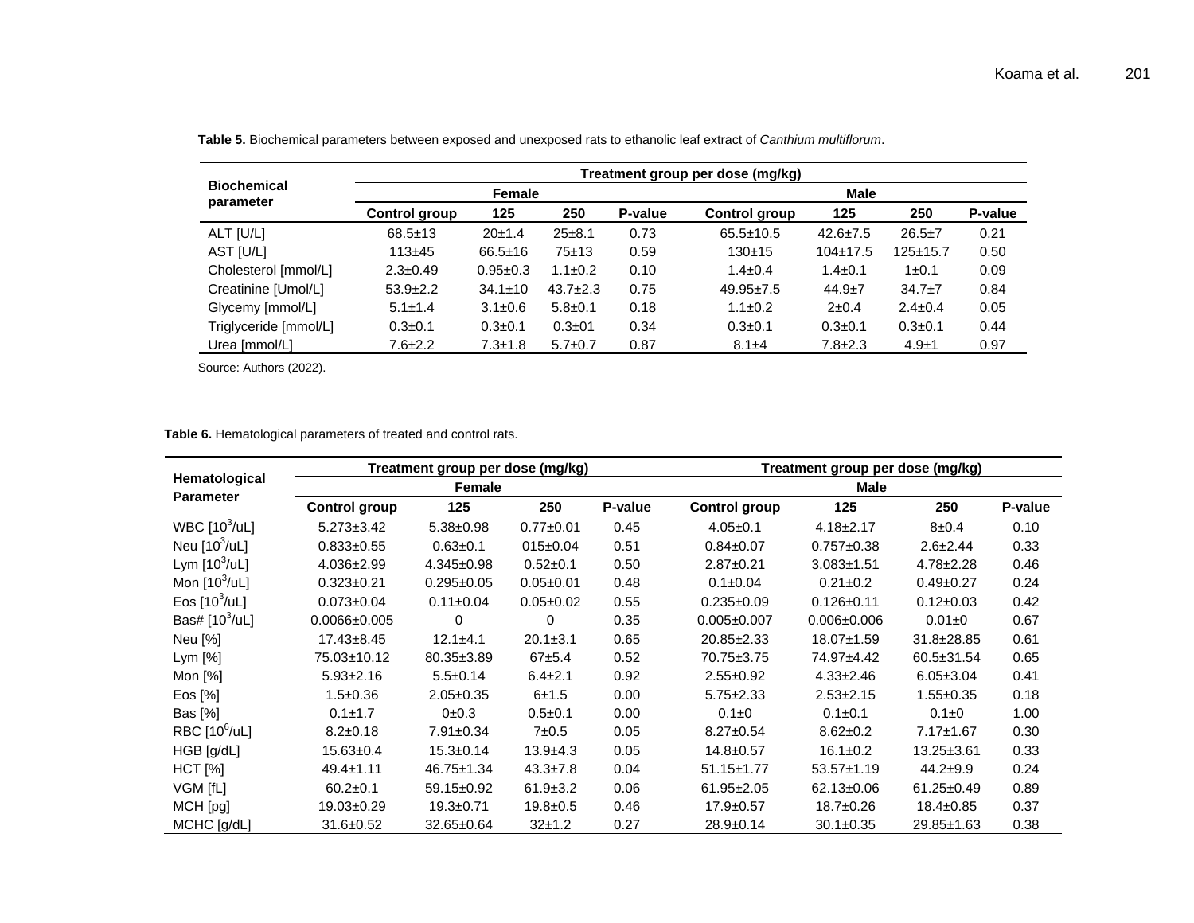**Table 5.** Biochemical parameters between exposed and unexposed rats to ethanolic leaf extract of *Canthium multiflorum*.

| Biochemical parameter | Treatment group per dose (mg/kg) | | | | | | | |
|---|---|---|---|---|---|---|---|---|
| | Female | | | | Male | | | |
| | Control group | 125 | 250 | P-value | Control group | 125 | 250 | P-value |
| ALT [U/L] | 68.5±13 | 20±1.4 | 25±8.1 | 0.73 | 65.5±10.5 | 42.6±7.5 | 26.5±7 | 0.21 |
| AST [U/L] | 113±45 | 66.5±16 | 75±13 | 0.59 | 130±15 | 104±17.5 | 125±15.7 | 0.50 |
| Cholesterol [mmol/L] | 2.3±0.49 | 0.95±0.3 | 1.1±0.2 | 0.10 | 1.4±0.4 | 1.4±0.1 | 1±0.1 | 0.09 |
| Creatinine [Umol/L] | 53.9±2.2 | 34.1±10 | 43.7±2.3 | 0.75 | 49.95±7.5 | 44.9±7 | 34.7±7 | 0.84 |
| Glycemy [mmol/L] | 5.1±1.4 | 3.1±0.6 | 5.8±0.1 | 0.18 | 1.1±0.2 | 2±0.4 | 2.4±0.4 | 0.05 |
| Triglyceride [mmol/L] | 0.3±0.1 | 0.3±0.1 | 0.3±01 | 0.34 | 0.3±0.1 | 0.3±0.1 | 0.3±0.1 | 0.44 |
| Urea [mmol/L] | 7.6±2.2 | 7.3±1.8 | 5.7±0.7 | 0.87 | 8.1±4 | 7.8±2.3 | 4.9±1 | 0.97 |

Source: Authors (2022).

**Table 6.** Hematological parameters of treated and control rats.

| Hematological Parameter | Treatment group per dose (mg/kg) | | | | Treatment group per dose (mg/kg) | | | |
|---|---|---|---|---|---|---|---|---|
| | Female | | | | Male | | | |
| | Control group | 125 | 250 | P-value | Control group | 125 | 250 | P-value |
| WBC [$10^3$/uL] | 5.273±3.42 | 5.38±0.98 | 0.77±0.01 | 0.45 | 4.05±0.1 | 4.18±2.17 | 8±0.4 | 0.10 |
| Neu [$10^3$/uL] | 0.833±0.55 | 0.63±0.1 | 015±0.04 | 0.51 | 0.84±0.07 | 0.757±0.38 | 2.6±2.44 | 0.33 |
| Lym [$10^3$/uL] | 4.036±2.99 | 4.345±0.98 | 0.52±0.1 | 0.50 | 2.87±0.21 | 3.083±1.51 | 4.78±2.28 | 0.46 |
| Mon [$10^3$/uL] | 0.323±0.21 | 0.295±0.05 | 0.05±0.01 | 0.48 | 0.1±0.04 | 0.21±0.2 | 0.49±0.27 | 0.24 |
| Eos [$10^3$/uL] | 0.073±0.04 | 0.11±0.04 | 0.05±0.02 | 0.55 | 0.235±0.09 | 0.126±0.11 | 0.12±0.03 | 0.42 |
| Bas# [$10^3$/uL] | 0.0066±0.005 | 0 | 0 | 0.35 | 0.005±0.007 | 0.006±0.006 | 0.01±0 | 0.67 |
| Neu [%] | 17.43±8.45 | 12.1±4.1 | 20.1±3.1 | 0.65 | 20.85±2.33 | 18.07±1.59 | 31.8±28.85 | 0.61 |
| Lym [%] | 75.03±10.12 | 80.35±3.89 | 67±5.4 | 0.52 | 70.75±3.75 | 74.97±4.42 | 60.5±31.54 | 0.65 |
| Mon [%] | 5.93±2.16 | 5.5±0.14 | 6.4±2.1 | 0.92 | 2.55±0.92 | 4.33±2.46 | 6.05±3.04 | 0.41 |
| Eos [%] | 1.5±0.36 | 2.05±0.35 | 6±1.5 | 0.00 | 5.75±2.33 | 2.53±2.15 | 1.55±0.35 | 0.18 |
| Bas [%] | 0.1±1.7 | 0±0.3 | 0.5±0.1 | 0.00 | 0.1±0 | 0.1±0.1 | 0.1±0 | 1.00 |
| RBC [$10^6$/uL] | 8.2±0.18 | 7.91±0.34 | 7±0.5 | 0.05 | 8.27±0.54 | 8.62±0.2 | 7.17±1.67 | 0.30 |
| HGB [g/dL] | 15.63±0.4 | 15.3±0.14 | 13.9±4.3 | 0.05 | 14.8±0.57 | 16.1±0.2 | 13.25±3.61 | 0.33 |
| HCT [%] | 49.4±1.11 | 46.75±1.34 | 43.3±7.8 | 0.04 | 51.15±1.77 | 53.57±1.19 | 44.2±9.9 | 0.24 |
| VGM [fL] | 60.2±0.1 | 59.15±0.92 | 61.9±3.2 | 0.06 | 61.95±2.05 | 62.13±0.06 | 61.25±0.49 | 0.89 |
| MCH [pg] | 19.03±0.29 | 19.3±0.71 | 19.8±0.5 | 0.46 | 17.9±0.57 | 18.7±0.26 | 18.4±0.85 | 0.37 |
| MCHC [g/dL] | 31.6±0.52 | 32.65±0.64 | 32±1.2 | 0.27 | 28.9±0.14 | 30.1±0.35 | 29.85±1.63 | 0.38 |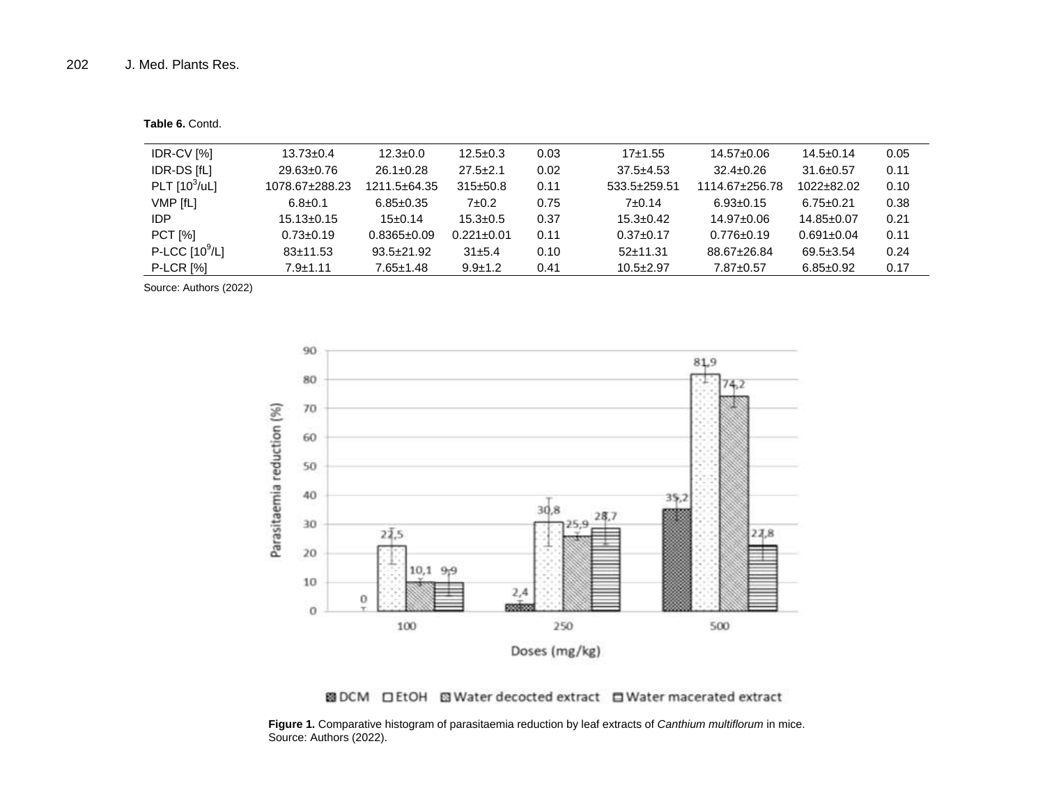**Table 6.** Contd.

| | | | | | | | | |
|---|---|---|---|---|---|---|---|---|
| IDR-CV [%] | 13.73±0.4 | 12.3±0.0 | 12.5±0.3 | 0.03 | 17±1.55 | 14.57±0.06 | 14.5±0.14 | 0.05 |
| IDR-DS [fL] | 29.63±0.76 | 26.1±0.28 | 27.5±2.1 | 0.02 | 37.5±4.53 | 32.4±0.26 | 31.6±0.57 | 0.11 |
| PLT [$10^3$/uL] | 1078.67±288.23 | 1211.5±64.35 | 315±50.8 | 0.11 | 533.5±259.51 | 1114.67±256.78 | 1022±82.02 | 0.10 |
| VMP [fL] | 6.8±0.1 | 6.85±0.35 | 7±0.2 | 0.75 | 7±0.14 | 6.93±0.15 | 6.75±0.21 | 0.38 |
| IDP | 15.13±0.15 | 15±0.14 | 15.3±0.5 | 0.37 | 15.3±0.42 | 14.97±0.06 | 14.85±0.07 | 0.21 |
| PCT [%] | 0.73±0.19 | 0.8365±0.09 | 0.221±0.01 | 0.11 | 0.37±0.17 | 0.776±0.19 | 0.691±0.04 | 0.11 |
| P-LCC [$10^9$/L] | 83±11.53 | 93.5±21.92 | 31±5.4 | 0.10 | 52±11.31 | 88.67±26.84 | 69.5±3.54 | 0.24 |
| P-LCR [%] | 7.9±1.11 | 7.65±1.48 | 9.9±1.2 | 0.41 | 10.5±2.97 | 7.87±0.57 | 6.85±0.92 | 0.17 |

Source: Authors (2022)

**Figure 1.** Comparative histogram of parasitaemia reduction by leaf extracts of *Canthium multiflorum* in mice.
Source: Authors (2022).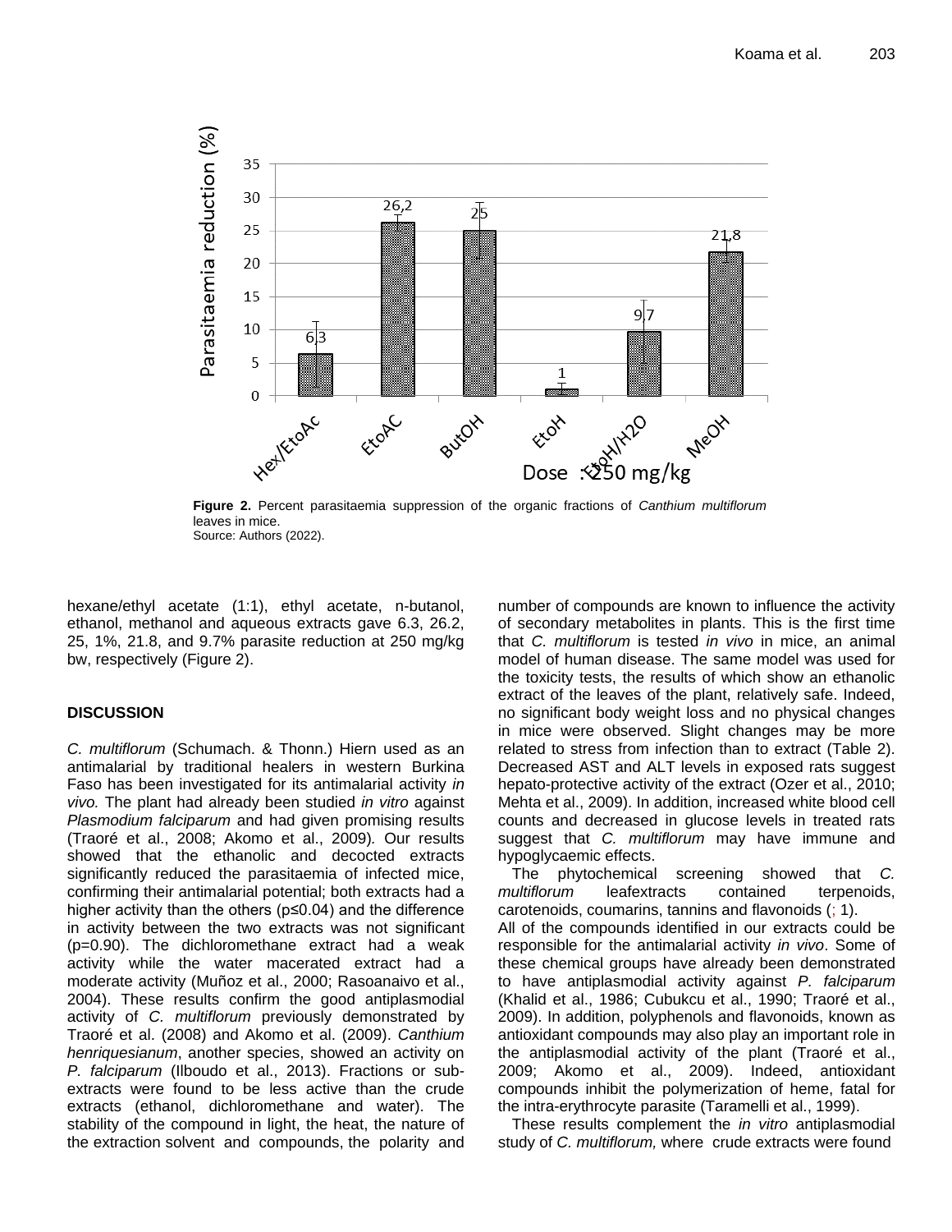**Figure 2.** Percent parasitaemia suppression of the organic fractions of *Canthium multiflorum* leaves in mice.
Source: Authors (2022).

hexane/ethyl acetate (1:1), ethyl acetate, n-butanol, ethanol, methanol and aqueous extracts gave 6.3, 26.2, 25, 1%, 21.8, and 9.7% parasite reduction at 250 mg/kg bw, respectively (Figure 2).

## DISCUSSION

*C. multiflorum* (Schumach. & Thonn.) Hiern used as an antimalarial by traditional healers in western Burkina Faso has been investigated for its antimalarial activity *in vivo.* The plant had already been studied *in vitro* against *Plasmodium falciparum* and had given promising results (Traoré et al., 2008; Akomo et al., 2009). Our results showed that the ethanolic and decocted extracts significantly reduced the parasitaemia of infected mice, confirming their antimalarial potential; both extracts had a higher activity than the others (p≤0.04) and the difference in activity between the two extracts was not significant (p=0.90). The dichloromethane extract had a weak activity while the water macerated extract had a moderate activity (Muñoz et al., 2000; Rasoanaivo et al., 2004). These results confirm the good antiplasmodial activity of *C. multiflorum* previously demonstrated by Traoré et al. (2008) and Akomo et al. (2009). *Canthium henriquesianum*, another species, showed an activity on *P. falciparum* (Ilboudo et al., 2013). Fractions or sub-extracts were found to be less active than the crude extracts (ethanol, dichloromethane and water). The stability of the compound in light, the heat, the nature of the extraction solvent and compounds, the polarity and number of compounds are known to influence the activity of secondary metabolites in plants. This is the first time that *C. multiflorum* is tested *in vivo* in mice, an animal model of human disease. The same model was used for the toxicity tests, the results of which show an ethanolic extract of the leaves of the plant, relatively safe. Indeed, no significant body weight loss and no physical changes in mice were observed. Slight changes may be more related to stress from infection than to extract (Table 2). Decreased AST and ALT levels in exposed rats suggest hepato-protective activity of the extract (Ozer et al., 2010; Mehta et al., 2009). In addition, increased white blood cell counts and decreased in glucose levels in treated rats suggest that *C. multiflorum* may have immune and hypoglycaemic effects.

The phytochemical screening showed that *C. multiflorum* leafextracts contained terpenoids, carotenoids, coumarins, tannins and flavonoids (; 1).

All of the compounds identified in our extracts could be responsible for the antimalarial activity *in vivo*. Some of these chemical groups have already been demonstrated to have antiplasmodial activity against *P. falciparum* (Khalid et al., 1986; Cubukcu et al., 1990; Traoré et al., 2009). In addition, polyphenols and flavonoids, known as antioxidant compounds may also play an important role in the antiplasmodial activity of the plant (Traoré et al., 2009; Akomo et al., 2009). Indeed, antioxidant compounds inhibit the polymerization of heme, fatal for the intra-erythrocyte parasite (Taramelli et al., 1999).

These results complement the *in vitro* antiplasmodial study of *C. multiflorum,* where crude extracts were found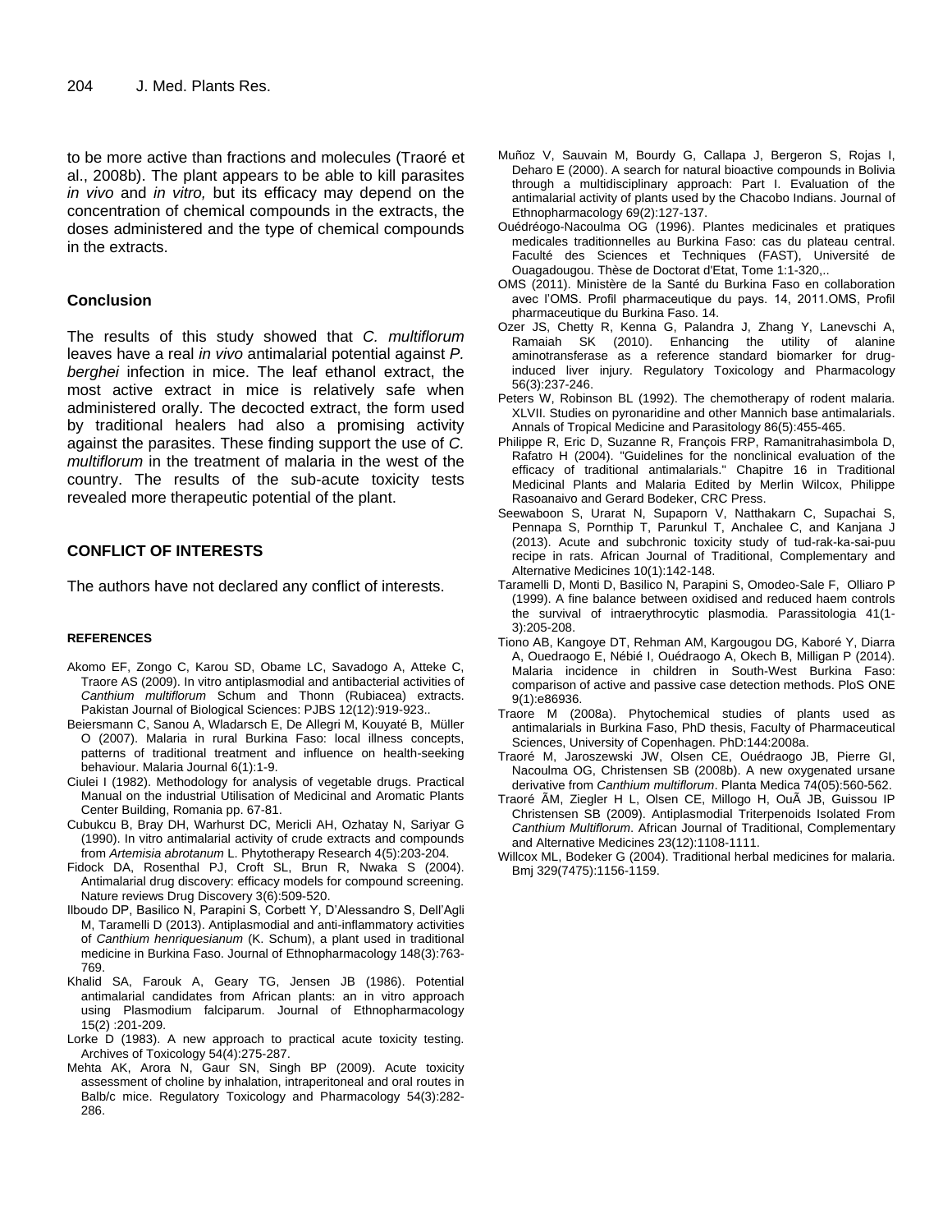to be more active than fractions and molecules (Traoré et al., 2008b). The plant appears to be able to kill parasites *in vivo* and *in vitro,* but its efficacy may depend on the concentration of chemical compounds in the extracts, the doses administered and the type of chemical compounds in the extracts.

## Conclusion

The results of this study showed that *C. multiflorum* leaves have a real *in vivo* antimalarial potential against *P. berghei* infection in mice. The leaf ethanol extract, the most active extract in mice is relatively safe when administered orally. The decocted extract, the form used by traditional healers had also a promising activity against the parasites. These finding support the use of *C. multiflorum* in the treatment of malaria in the west of the country. The results of the sub-acute toxicity tests revealed more therapeutic potential of the plant.

## CONFLICT OF INTERESTS

The authors have not declared any conflict of interests.

## REFERENCES

Akomo EF, Zongo C, Karou SD, Obame LC, Savadogo A, Atteke C, Traore AS (2009). In vitro antiplasmodial and antibacterial activities of *Canthium multiflorum* Schum and Thonn (Rubiacea) extracts. Pakistan Journal of Biological Sciences: PJBS 12(12):919-923..

Beiersmann C, Sanou A, Wladarsch E, De Allegri M, Kouyaté B, Müller O (2007). Malaria in rural Burkina Faso: local illness concepts, patterns of traditional treatment and influence on health-seeking behaviour. Malaria Journal 6(1):1-9.

Ciulei I (1982). Methodology for analysis of vegetable drugs. Practical Manual on the industrial Utilisation of Medicinal and Aromatic Plants Center Building, Romania pp. 67-81.

Cubukcu B, Bray DH, Warhurst DC, Mericli AH, Ozhatay N, Sariyar G (1990). In vitro antimalarial activity of crude extracts and compounds from *Artemisia abrotanum* L. Phytotherapy Research 4(5):203-204.

Fidock DA, Rosenthal PJ, Croft SL, Brun R, Nwaka S (2004). Antimalarial drug discovery: efficacy models for compound screening. Nature reviews Drug Discovery 3(6):509-520.

Ilboudo DP, Basilico N, Parapini S, Corbett Y, D'Alessandro S, Dell'Agli M, Taramelli D (2013). Antiplasmodial and anti-inflammatory activities of *Canthium henriquesianum* (K. Schum), a plant used in traditional medicine in Burkina Faso. Journal of Ethnopharmacology 148(3):763-769.

Khalid SA, Farouk A, Geary TG, Jensen JB (1986). Potential antimalarial candidates from African plants: an in vitro approach using Plasmodium falciparum. Journal of Ethnopharmacology 15(2) :201-209.

Lorke D (1983). A new approach to practical acute toxicity testing. Archives of Toxicology 54(4):275-287.

Mehta AK, Arora N, Gaur SN, Singh BP (2009). Acute toxicity assessment of choline by inhalation, intraperitoneal and oral routes in Balb/c mice. Regulatory Toxicology and Pharmacology 54(3):282-286.

Muñoz V, Sauvain M, Bourdy G, Callapa J, Bergeron S, Rojas I, Deharo E (2000). A search for natural bioactive compounds in Bolivia through a multidisciplinary approach: Part I. Evaluation of the antimalarial activity of plants used by the Chacobo Indians. Journal of Ethnopharmacology 69(2):127-137.

Ouédréogo-Nacoulma OG (1996). Plantes medicinales et pratiques medicales traditionnelles au Burkina Faso: cas du plateau central. Faculté des Sciences et Techniques (FAST), Université de Ouagadougou. Thèse de Doctorat d'Etat, Tome 1:1-320,..

OMS (2011). Ministère de la Santé du Burkina Faso en collaboration avec l'OMS. Profil pharmaceutique du pays. 14, 2011.OMS, Profil pharmaceutique du Burkina Faso. 14.

Ozer JS, Chetty R, Kenna G, Palandra J, Zhang Y, Lanevschi A, Ramaiah SK (2010). Enhancing the utility of alanine aminotransferase as a reference standard biomarker for drug-induced liver injury. Regulatory Toxicology and Pharmacology 56(3):237-246.

Peters W, Robinson BL (1992). The chemotherapy of rodent malaria. XLVII. Studies on pyronaridine and other Mannich base antimalarials. Annals of Tropical Medicine and Parasitology 86(5):455-465.

Philippe R, Eric D, Suzanne R, François FRP, Ramanitrahasimbola D, Rafatro H (2004). "Guidelines for the nonclinical evaluation of the efficacy of traditional antimalarials." Chapitre 16 in Traditional Medicinal Plants and Malaria Edited by Merlin Wilcox, Philippe Rasoanaivo and Gerard Bodeker, CRC Press.

Seewaboon S, Urarat N, Supaporn V, Natthakarn C, Supachai S, Pennapa S, Pornthip T, Parunkul T, Anchalee C, and Kanjana J (2013). Acute and subchronic toxicity study of tud-rak-ka-sai-puu recipe in rats. African Journal of Traditional, Complementary and Alternative Medicines 10(1):142-148.

Taramelli D, Monti D, Basilico N, Parapini S, Omodeo-Sale F, Olliaro P (1999). A fine balance between oxidised and reduced haem controls the survival of intraerythrocytic plasmodia. Parassitologia 41(1-3):205-208.

Tiono AB, Kangoye DT, Rehman AM, Kargougou DG, Kaboré Y, Diarra A, Ouedraogo E, Nébié I, Ouédraogo A, Okech B, Milligan P (2014). Malaria incidence in children in South-West Burkina Faso: comparison of active and passive case detection methods. PloS ONE 9(1):e86936.

Traore M (2008a). Phytochemical studies of plants used as antimalarials in Burkina Faso, PhD thesis, Faculty of Pharmaceutical Sciences, University of Copenhagen. PhD:144:2008a.

Traoré M, Jaroszewski JW, Olsen CE, Ouédraogo JB, Pierre GI, Nacoulma OG, Christensen SB (2008b). A new oxygenated ursane derivative from *Canthium multiflorum*. Planta Medica 74(05):560-562.

Traoré ÃM, Ziegler H L, Olsen CE, Millogo H, OuÃ JB, Guissou IP Christensen SB (2009). Antiplasmodial Triterpenoids Isolated From *Canthium Multiflorum*. African Journal of Traditional, Complementary and Alternative Medicines 23(12):1108-1111.

Willcox ML, Bodeker G (2004). Traditional herbal medicines for malaria. Bmj 329(7475):1156-1159.